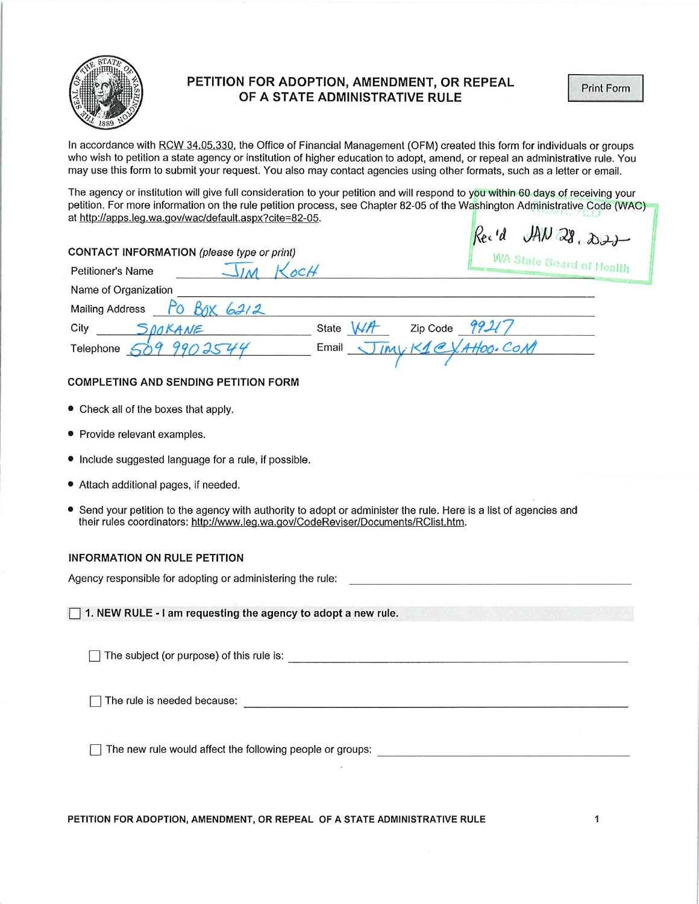# PETITION FOR ADOPTION, AMENDMENT, OR REPEAL OF A STATE ADMINISTRATIVE RULE

Print Form

In accordance with RCW 34.05.330, the Office of Financial Management (OFM) created this form for individuals or groups who wish to petition a state agency or institution of higher education to adopt, amend, or repeal an administrative rule. You may use this form to submit your request. You also may contact agencies using other formats, such as a letter or email.

The agency or institution will give full consideration to your petition and will respond to you within 60 days of receiving your petition. For more information on the rule petition process, see Chapter 82-05 of the Washington Administrative Code (WAC) at http://apps.leg.wa.gov/wac/default.aspx?cite=82-05.

Rec'd JAN 28, 2022
WA State Board of Health

## CONTACT INFORMATION *(please type or print)*

Petitioner's Name: JIM KOCH

Name of Organization:

Mailing Address: PO BOX 6212

City: SPOKANE State: WA Zip Code: 99217

Telephone: 509 990 2544 Email: JIMYK1@YAHOO.COM

## COMPLETING AND SENDING PETITION FORM

- Check all of the boxes that apply.
- Provide relevant examples.
- Include suggested language for a rule, if possible.
- Attach additional pages, if needed.
- Send your petition to the agency with authority to adopt or administer the rule. Here is a list of agencies and their rules coordinators: http://www.leg.wa.gov/CodeReviser/Documents/RClist.htm.

## INFORMATION ON RULE PETITION

Agency responsible for adopting or administering the rule:

☐ **1. NEW RULE - I am requesting the agency to adopt a new rule.**

☐ The subject (or purpose) of this rule is:

☐ The rule is needed because:

☐ The new rule would affect the following people or groups: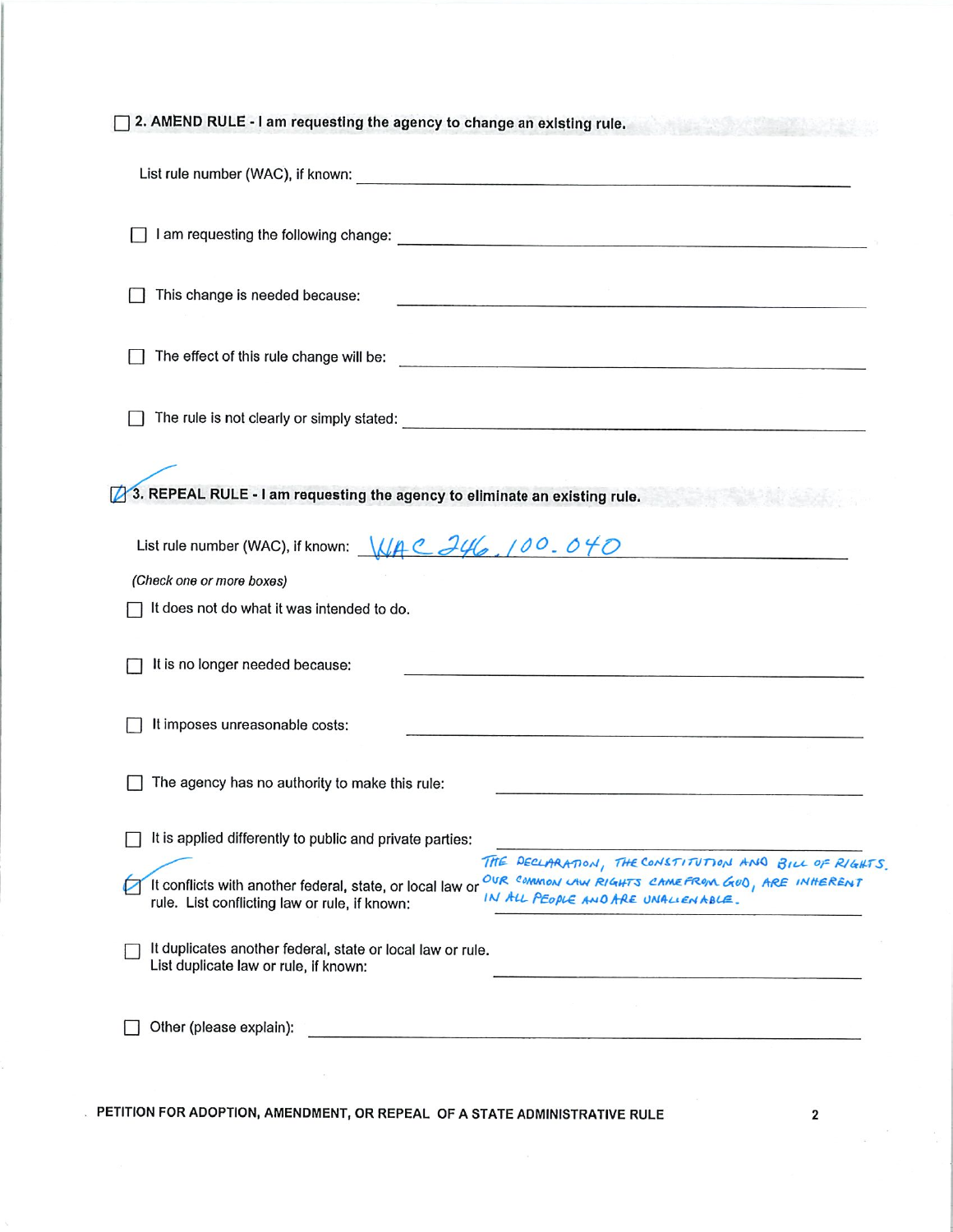- [ ] **2. AMEND RULE - I am requesting the agency to change an existing rule.**

List rule number (WAC), if known: \_\_\_\_\_\_\_\_\_\_

- [ ] I am requesting the following change: \_\_\_\_\_\_\_\_\_\_
- [ ] This change is needed because: \_\_\_\_\_\_\_\_\_\_
- [ ] The effect of this rule change will be: \_\_\_\_\_\_\_\_\_\_
- [ ] The rule is not clearly or simply stated: \_\_\_\_\_\_\_\_\_\_

- [x] **3. REPEAL RULE - I am requesting the agency to eliminate an existing rule.**

List rule number (WAC), if known: WAC 246.100.040

*(Check one or more boxes)*

- [ ] It does not do what it was intended to do.
- [ ] It is no longer needed because: \_\_\_\_\_\_\_\_\_\_
- [ ] It imposes unreasonable costs: \_\_\_\_\_\_\_\_\_\_
- [ ] The agency has no authority to make this rule: \_\_\_\_\_\_\_\_\_\_
- [ ] It is applied differently to public and private parties: \_\_\_\_\_\_\_\_\_\_
- [x] It conflicts with another federal, state, or local law or rule. List conflicting law or rule, if known: THE DECLARATION, THE CONSTITUTION AND BILL OF RIGHTS. OUR COMMON LAW RIGHTS CAME FROM GOD, ARE INHERENT IN ALL PEOPLE AND ARE UNALIENABLE.
- [ ] It duplicates another federal, state or local law or rule. List duplicate law or rule, if known: \_\_\_\_\_\_\_\_\_\_
- [ ] Other (please explain): \_\_\_\_\_\_\_\_\_\_

PETITION FOR ADOPTION, AMENDMENT, OR REPEAL OF A STATE ADMINISTRATIVE RULE